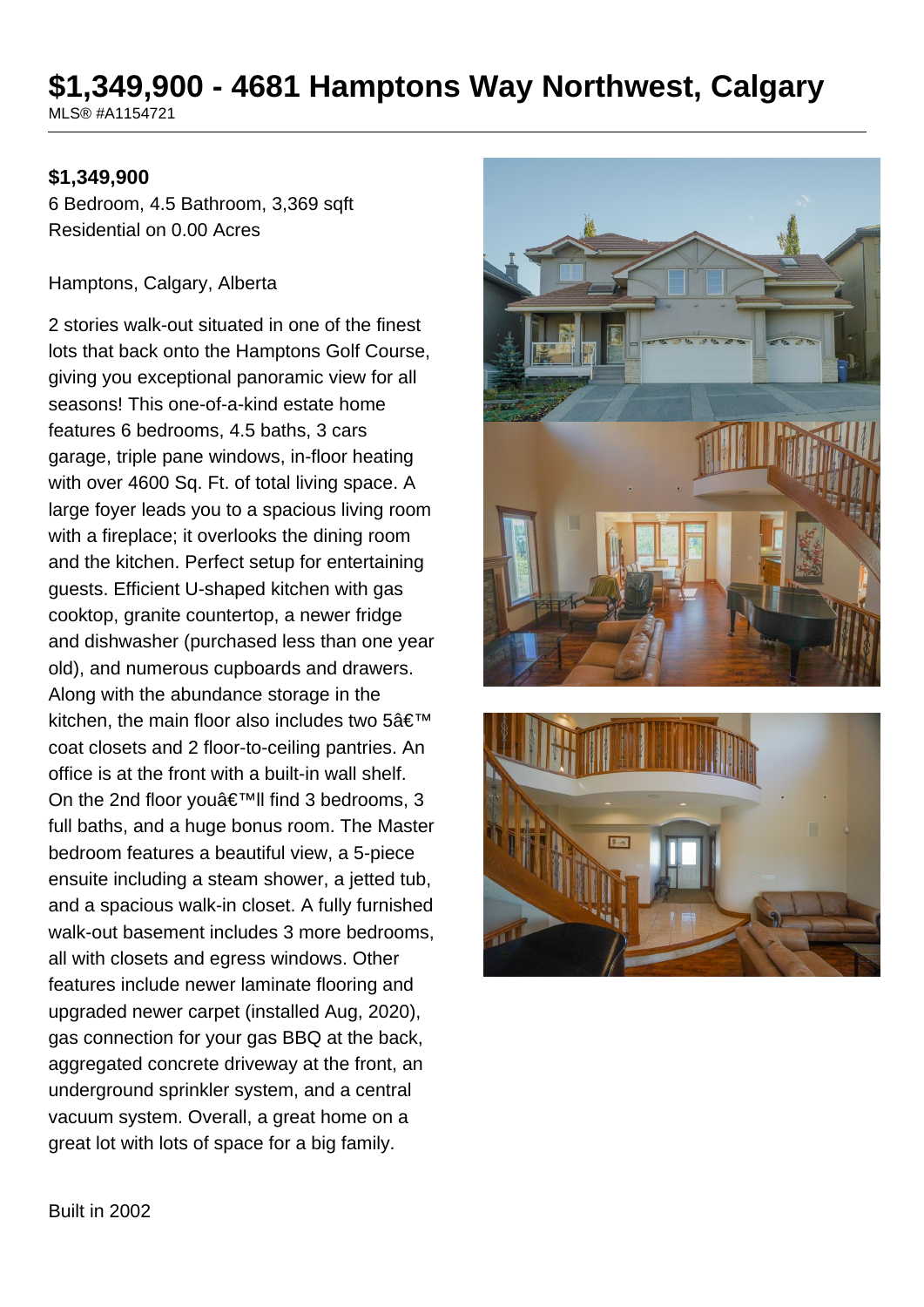# $1,349,900 - 4681 Hamptons Way Northwest, Calgary

MLS® #A1154721

**$1,349,900**

6 Bedroom, 4.5 Bathroom, 3,369 sqft
Residential on 0.00 Acres

Hamptons, Calgary, Alberta

2 stories walk-out situated in one of the finest lots that back onto the Hamptons Golf Course, giving you exceptional panoramic view for all seasons! This one-of-a-kind estate home features 6 bedrooms, 4.5 baths, 3 cars garage, triple pane windows, in-floor heating with over 4600 Sq. Ft. of total living space. A large foyer leads you to a spacious living room with a fireplace; it overlooks the dining room and the kitchen. Perfect setup for entertaining guests. Efficient U-shaped kitchen with gas cooktop, granite countertop, a newer fridge and dishwasher (purchased less than one year old), and numerous cupboards and drawers. Along with the abundance storage in the kitchen, the main floor also includes two 5â€™ coat closets and 2 floor-to-ceiling pantries. An office is at the front with a built-in wall shelf. On the 2nd floor youâ€™ll find 3 bedrooms, 3 full baths, and a huge bonus room. The Master bedroom features a beautiful view, a 5-piece ensuite including a steam shower, a jetted tub, and a spacious walk-in closet. A fully furnished walk-out basement includes 3 more bedrooms, all with closets and egress windows. Other features include newer laminate flooring and upgraded newer carpet (installed Aug, 2020), gas connection for your gas BBQ at the back, aggregated concrete driveway at the front, an underground sprinkler system, and a central vacuum system. Overall, a great home on a great lot with lots of space for a big family.

Built in 2002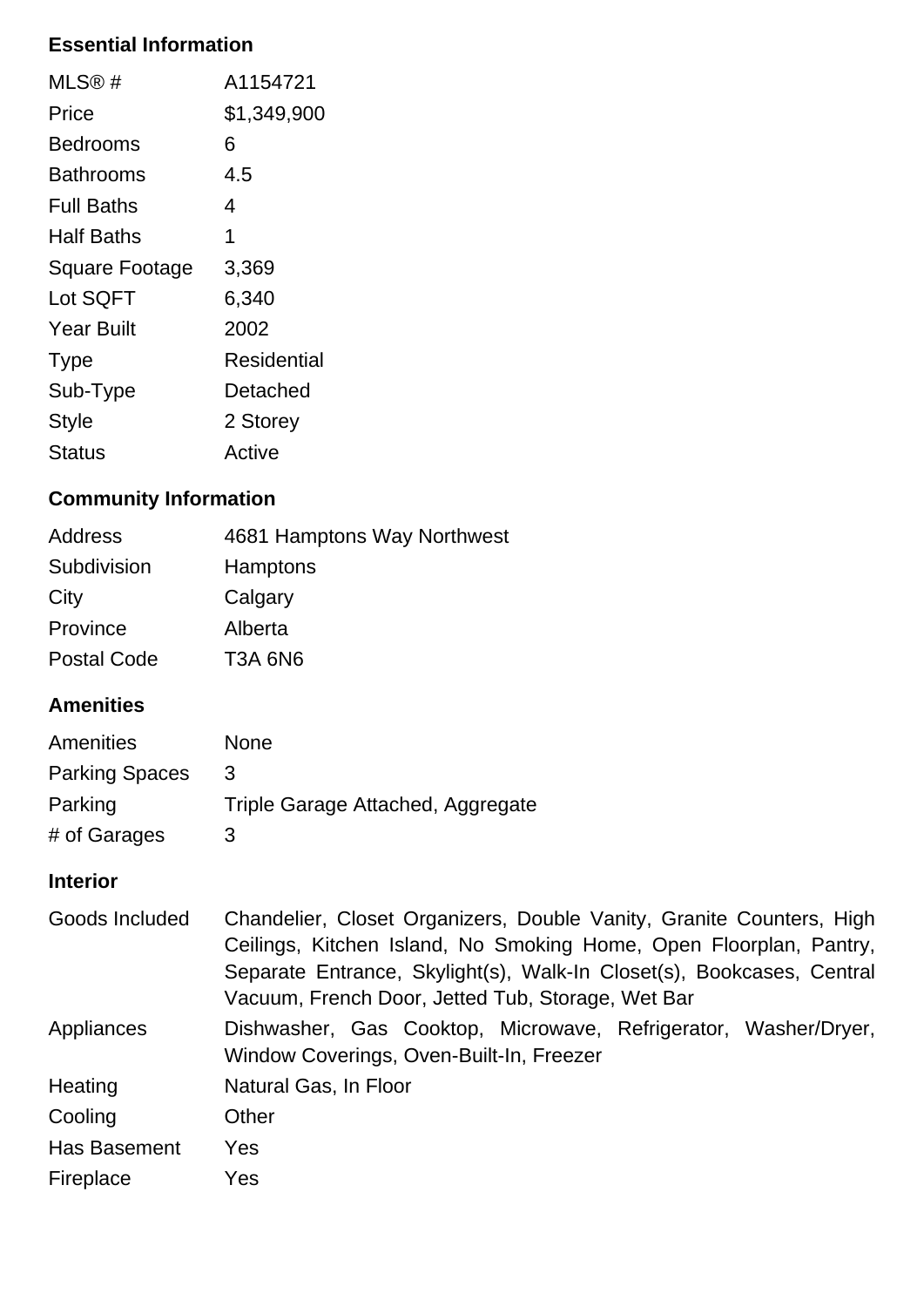## Essential Information

| | |
|---|---|
| MLS® # | A1154721 |
| Price | $1,349,900 |
| Bedrooms | 6 |
| Bathrooms | 4.5 |
| Full Baths | 4 |
| Half Baths | 1 |
| Square Footage | 3,369 |
| Lot SQFT | 6,340 |
| Year Built | 2002 |
| Type | Residential |
| Sub-Type | Detached |
| Style | 2 Storey |
| Status | Active |

## Community Information

| | |
|---|---|
| Address | 4681 Hamptons Way Northwest |
| Subdivision | Hamptons |
| City | Calgary |
| Province | Alberta |
| Postal Code | T3A 6N6 |

## Amenities

| | |
|---|---|
| Amenities | None |
| Parking Spaces | 3 |
| Parking | Triple Garage Attached, Aggregate |
| # of Garages | 3 |

## Interior

| | |
|---|---|
| Goods Included | Chandelier, Closet Organizers, Double Vanity, Granite Counters, High Ceilings, Kitchen Island, No Smoking Home, Open Floorplan, Pantry, Separate Entrance, Skylight(s), Walk-In Closet(s), Bookcases, Central Vacuum, French Door, Jetted Tub, Storage, Wet Bar |
| Appliances | Dishwasher, Gas Cooktop, Microwave, Refrigerator, Washer/Dryer, Window Coverings, Oven-Built-In, Freezer |
| Heating | Natural Gas, In Floor |
| Cooling | Other |
| Has Basement | Yes |
| Fireplace | Yes |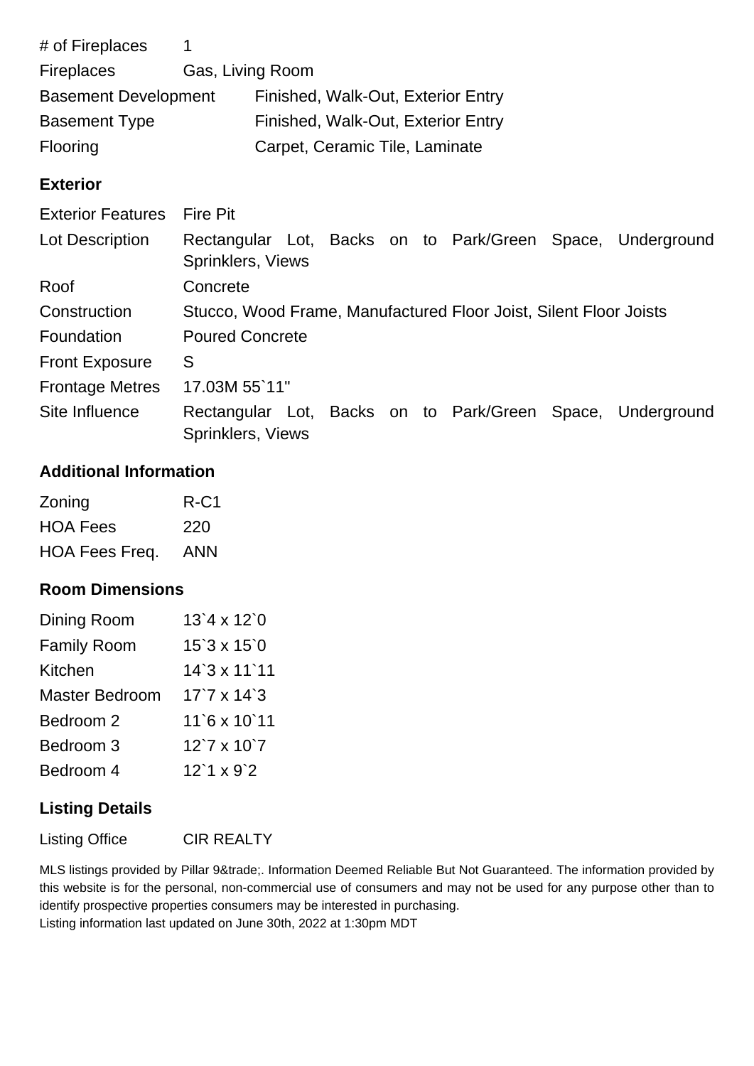| | |
|---|---|
| # of Fireplaces | 1 |
| Fireplaces | Gas, Living Room |
| Basement Development | Finished, Walk-Out, Exterior Entry |
| Basement Type | Finished, Walk-Out, Exterior Entry |
| Flooring | Carpet, Ceramic Tile, Laminate |

## Exterior

| | |
|---|---|
| Exterior Features | Fire Pit |
| Lot Description | Rectangular Lot, Backs on to Park/Green Space, Underground Sprinklers, Views |
| Roof | Concrete |
| Construction | Stucco, Wood Frame, Manufactured Floor Joist, Silent Floor Joists |
| Foundation | Poured Concrete |
| Front Exposure | S |
| Frontage Metres | 17.03M 55`11" |
| Site Influence | Rectangular Lot, Backs on to Park/Green Space, Underground Sprinklers, Views |

## Additional Information

| | |
|---|---|
| Zoning | R-C1 |
| HOA Fees | 220 |
| HOA Fees Freq. | ANN |

## Room Dimensions

| | |
|---|---|
| Dining Room | 13`4 x 12`0 |
| Family Room | 15`3 x 15`0 |
| Kitchen | 14`3 x 11`11 |
| Master Bedroom | 17`7 x 14`3 |
| Bedroom 2 | 11`6 x 10`11 |
| Bedroom 3 | 12`7 x 10`7 |
| Bedroom 4 | 12`1 x 9`2 |

## Listing Details

| | |
|---|---|
| Listing Office | CIR REALTY |

MLS listings provided by Pillar 9&trade;. Information Deemed Reliable But Not Guaranteed. The information provided by this website is for the personal, non-commercial use of consumers and may not be used for any purpose other than to identify prospective properties consumers may be interested in purchasing.
Listing information last updated on June 30th, 2022 at 1:30pm MDT